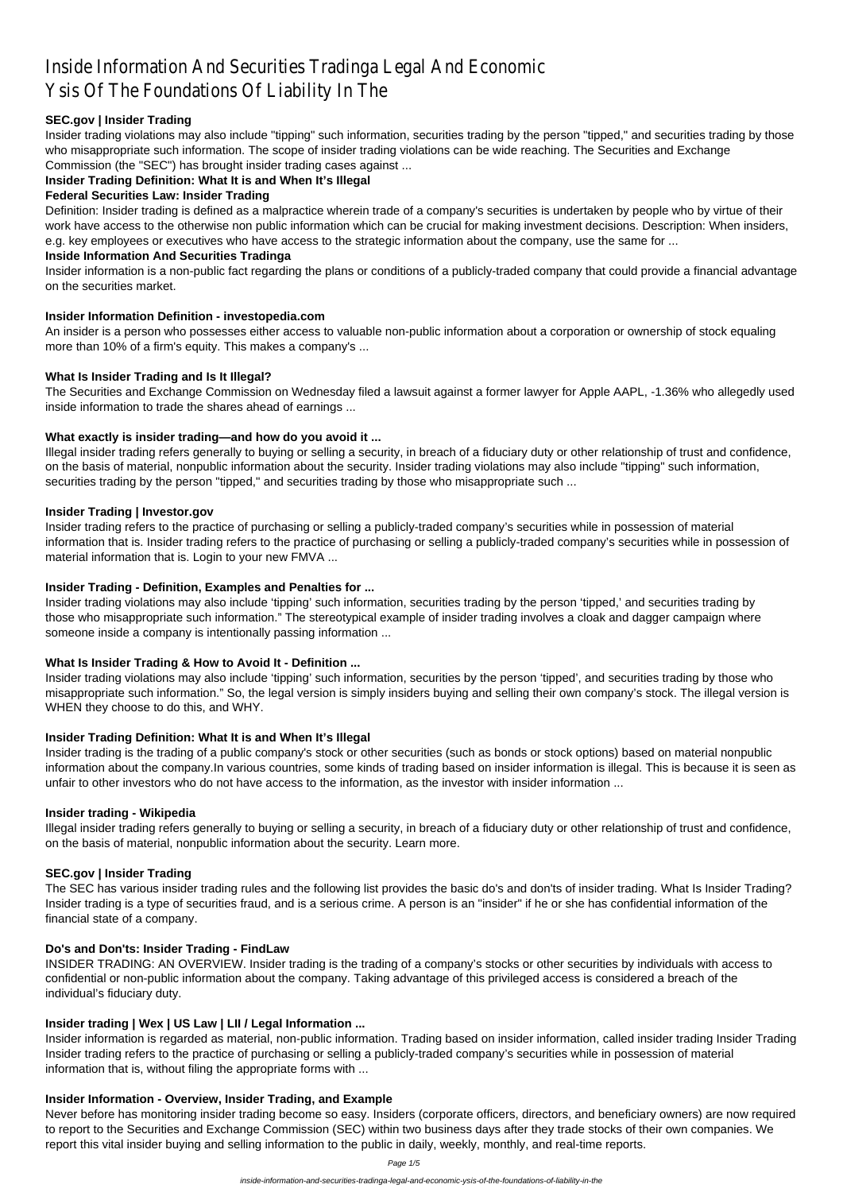# Inside Information And Securities Tradinga Legal And Economic Ysis Of The Foundations Of Liability In The

**SEC.gov | Insider Trading**

Insider trading violations may also include "tipping" such information, securities trading by the person "tipped," and securities trading by those who misappropriate such information. The scope of insider trading violations can be wide reaching. The Securities and Exchange Commission (the "SEC") has brought insider trading cases against ...

**Insider Trading Definition: What It is and When It's Illegal**

**Federal Securities Law: Insider Trading**

Definition: Insider trading is defined as a malpractice wherein trade of a company's securities is undertaken by people who by virtue of their work have access to the otherwise non public information which can be crucial for making investment decisions. Description: When insiders, e.g. key employees or executives who have access to the strategic information about the company, use the same for ...

**Inside Information And Securities Tradinga**

Insider information is a non-public fact regarding the plans or conditions of a publicly-traded company that could provide a financial advantage on the securities market.

**Insider Information Definition - investopedia.com**

An insider is a person who possesses either access to valuable non-public information about a corporation or ownership of stock equaling more than 10% of a firm's equity. This makes a company's ...

**What Is Insider Trading and Is It Illegal?**

The Securities and Exchange Commission on Wednesday filed a lawsuit against a former lawyer for Apple AAPL, -1.36% who allegedly used inside information to trade the shares ahead of earnings ...

**What exactly is insider trading—and how do you avoid it ...**

Illegal insider trading refers generally to buying or selling a security, in breach of a fiduciary duty or other relationship of trust and confidence, on the basis of material, nonpublic information about the security. Insider trading violations may also include "tipping" such information, securities trading by the person "tipped," and securities trading by those who misappropriate such ...

**Insider Trading | Investor.gov**

Insider trading refers to the practice of purchasing or selling a publicly-traded company's securities while in possession of material information that is. Insider trading refers to the practice of purchasing or selling a publicly-traded company's securities while in possession of material information that is. Login to your new FMVA ...

**Insider Trading - Definition, Examples and Penalties for ...**

Insider trading violations may also include 'tipping' such information, securities trading by the person 'tipped,' and securities trading by those who misappropriate such information." The stereotypical example of insider trading involves a cloak and dagger campaign where someone inside a company is intentionally passing information ...

**What Is Insider Trading & How to Avoid It - Definition ...**

Insider trading violations may also include 'tipping' such information, securities by the person 'tipped', and securities trading by those who misappropriate such information." So, the legal version is simply insiders buying and selling their own company's stock. The illegal version is WHEN they choose to do this, and WHY.

**Insider Trading Definition: What It is and When It's Illegal**

Insider trading is the trading of a public company's stock or other securities (such as bonds or stock options) based on material nonpublic information about the company.In various countries, some kinds of trading based on insider information is illegal. This is because it is seen as unfair to other investors who do not have access to the information, as the investor with insider information ...

**Insider trading - Wikipedia**

Illegal insider trading refers generally to buying or selling a security, in breach of a fiduciary duty or other relationship of trust and confidence, on the basis of material, nonpublic information about the security. Learn more.

**SEC.gov | Insider Trading**

The SEC has various insider trading rules and the following list provides the basic do's and don'ts of insider trading. What Is Insider Trading? Insider trading is a type of securities fraud, and is a serious crime. A person is an "insider" if he or she has confidential information of the financial state of a company.

**Do's and Don'ts: Insider Trading - FindLaw**

INSIDER TRADING: AN OVERVIEW. Insider trading is the trading of a company's stocks or other securities by individuals with access to confidential or non-public information about the company. Taking advantage of this privileged access is considered a breach of the individual's fiduciary duty.

**Insider trading | Wex | US Law | LII / Legal Information ...**

Insider information is regarded as material, non-public information. Trading based on insider information, called insider trading Insider Trading Insider trading refers to the practice of purchasing or selling a publicly-traded company's securities while in possession of material information that is, without filing the appropriate forms with ...

**Insider Information - Overview, Insider Trading, and Example**

Never before has monitoring insider trading become so easy. Insiders (corporate officers, directors, and beneficiary owners) are now required to report to the Securities and Exchange Commission (SEC) within two business days after they trade stocks of their own companies. We report this vital insider buying and selling information to the public in daily, weekly, monthly, and real-time reports.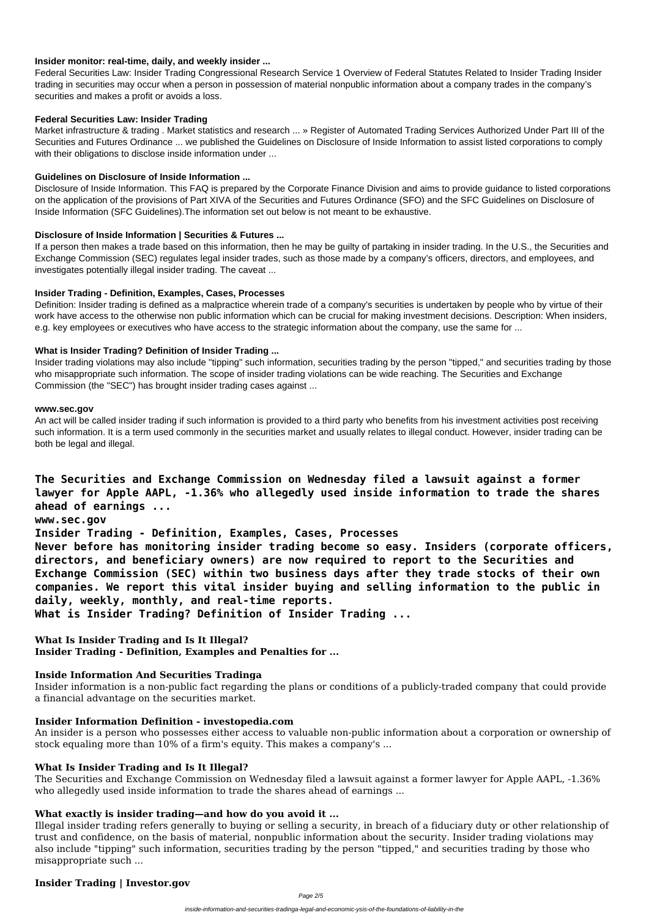### Insider monitor: real-time, daily, and weekly insider ...

Federal Securities Law: Insider Trading Congressional Research Service 1 Overview of Federal Statutes Related to Insider Trading Insider trading in securities may occur when a person in possession of material nonpublic information about a company trades in the company's securities and makes a profit or avoids a loss.

### Federal Securities Law: Insider Trading

Market infrastructure & trading . Market statistics and research ... » Register of Automated Trading Services Authorized Under Part III of the Securities and Futures Ordinance ... we published the Guidelines on Disclosure of Inside Information to assist listed corporations to comply with their obligations to disclose inside information under ...

### Guidelines on Disclosure of Inside Information ...

Disclosure of Inside Information. This FAQ is prepared by the Corporate Finance Division and aims to provide guidance to listed corporations on the application of the provisions of Part XIVA of the Securities and Futures Ordinance (SFO) and the SFC Guidelines on Disclosure of Inside Information (SFC Guidelines).The information set out below is not meant to be exhaustive.

### Disclosure of Inside Information | Securities & Futures ...

If a person then makes a trade based on this information, then he may be guilty of partaking in insider trading. In the U.S., the Securities and Exchange Commission (SEC) regulates legal insider trades, such as those made by a company's officers, directors, and employees, and investigates potentially illegal insider trading. The caveat ...

### Insider Trading - Definition, Examples, Cases, Processes

Definition: Insider trading is defined as a malpractice wherein trade of a company's securities is undertaken by people who by virtue of their work have access to the otherwise non public information which can be crucial for making investment decisions. Description: When insiders, e.g. key employees or executives who have access to the strategic information about the company, use the same for ...

### What is Insider Trading? Definition of Insider Trading ...

Insider trading violations may also include "tipping" such information, securities trading by the person "tipped," and securities trading by those who misappropriate such information. The scope of insider trading violations can be wide reaching. The Securities and Exchange Commission (the "SEC") has brought insider trading cases against ...

### www.sec.gov

An act will be called insider trading if such information is provided to a third party who benefits from his investment activities post receiving such information. It is a term used commonly in the securities market and usually relates to illegal conduct. However, insider trading can be both be legal and illegal.

**The Securities and Exchange Commission on Wednesday filed a lawsuit against a former lawyer for Apple AAPL, -1.36% who allegedly used inside information to trade the shares ahead of earnings ...**

**www.sec.gov**

**Insider Trading - Definition, Examples, Cases, Processes**

**Never before has monitoring insider trading become so easy. Insiders (corporate officers, directors, and beneficiary owners) are now required to report to the Securities and Exchange Commission (SEC) within two business days after they trade stocks of their own companies. We report this vital insider buying and selling information to the public in daily, weekly, monthly, and real-time reports.**

**What is Insider Trading? Definition of Insider Trading ...**

**What Is Insider Trading and Is It Illegal?**

**Insider Trading - Definition, Examples and Penalties for ...**

### Inside Information And Securities Tradinga

Insider information is a non-public fact regarding the plans or conditions of a publicly-traded company that could provide a financial advantage on the securities market.

### Insider Information Definition - investopedia.com

An insider is a person who possesses either access to valuable non-public information about a corporation or ownership of stock equaling more than 10% of a firm's equity. This makes a company's ...

### What Is Insider Trading and Is It Illegal?

The Securities and Exchange Commission on Wednesday filed a lawsuit against a former lawyer for Apple AAPL, -1.36% who allegedly used inside information to trade the shares ahead of earnings ...

### What exactly is insider trading—and how do you avoid it ...

Illegal insider trading refers generally to buying or selling a security, in breach of a fiduciary duty or other relationship of trust and confidence, on the basis of material, nonpublic information about the security. Insider trading violations may also include "tipping" such information, securities trading by the person "tipped," and securities trading by those who misappropriate such ...

### Insider Trading | Investor.gov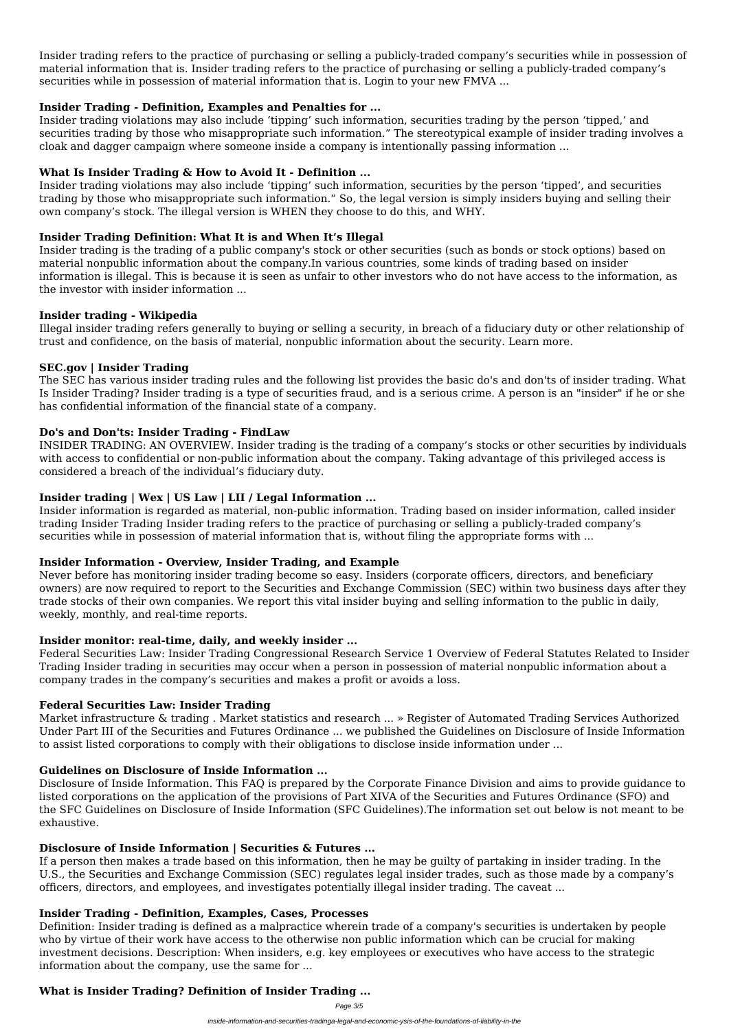Insider trading refers to the practice of purchasing or selling a publicly-traded company's securities while in possession of material information that is. Insider trading refers to the practice of purchasing or selling a publicly-traded company's securities while in possession of material information that is. Login to your new FMVA ...

### Insider Trading - Definition, Examples and Penalties for ...

Insider trading violations may also include 'tipping' such information, securities trading by the person 'tipped,' and securities trading by those who misappropriate such information." The stereotypical example of insider trading involves a cloak and dagger campaign where someone inside a company is intentionally passing information ...

### What Is Insider Trading & How to Avoid It - Definition ...

Insider trading violations may also include 'tipping' such information, securities by the person 'tipped', and securities trading by those who misappropriate such information." So, the legal version is simply insiders buying and selling their own company's stock. The illegal version is WHEN they choose to do this, and WHY.

### Insider Trading Definition: What It is and When It's Illegal

Insider trading is the trading of a public company's stock or other securities (such as bonds or stock options) based on material nonpublic information about the company.In various countries, some kinds of trading based on insider information is illegal. This is because it is seen as unfair to other investors who do not have access to the information, as the investor with insider information ...

### Insider trading - Wikipedia

Illegal insider trading refers generally to buying or selling a security, in breach of a fiduciary duty or other relationship of trust and confidence, on the basis of material, nonpublic information about the security. Learn more.

### SEC.gov | Insider Trading

The SEC has various insider trading rules and the following list provides the basic do's and don'ts of insider trading. What Is Insider Trading? Insider trading is a type of securities fraud, and is a serious crime. A person is an "insider" if he or she has confidential information of the financial state of a company.

### Do's and Don'ts: Insider Trading - FindLaw

INSIDER TRADING: AN OVERVIEW. Insider trading is the trading of a company's stocks or other securities by individuals with access to confidential or non-public information about the company. Taking advantage of this privileged access is considered a breach of the individual's fiduciary duty.

### Insider trading | Wex | US Law | LII / Legal Information ...

Insider information is regarded as material, non-public information. Trading based on insider information, called insider trading Insider Trading Insider trading refers to the practice of purchasing or selling a publicly-traded company's securities while in possession of material information that is, without filing the appropriate forms with ...

### Insider Information - Overview, Insider Trading, and Example

Never before has monitoring insider trading become so easy. Insiders (corporate officers, directors, and beneficiary owners) are now required to report to the Securities and Exchange Commission (SEC) within two business days after they trade stocks of their own companies. We report this vital insider buying and selling information to the public in daily, weekly, monthly, and real-time reports.

### Insider monitor: real-time, daily, and weekly insider ...

Federal Securities Law: Insider Trading Congressional Research Service 1 Overview of Federal Statutes Related to Insider Trading Insider trading in securities may occur when a person in possession of material nonpublic information about a company trades in the company's securities and makes a profit or avoids a loss.

### Federal Securities Law: Insider Trading

Market infrastructure & trading . Market statistics and research ... » Register of Automated Trading Services Authorized Under Part III of the Securities and Futures Ordinance ... we published the Guidelines on Disclosure of Inside Information to assist listed corporations to comply with their obligations to disclose inside information under ...

### Guidelines on Disclosure of Inside Information ...

Disclosure of Inside Information. This FAQ is prepared by the Corporate Finance Division and aims to provide guidance to listed corporations on the application of the provisions of Part XIVA of the Securities and Futures Ordinance (SFO) and the SFC Guidelines on Disclosure of Inside Information (SFC Guidelines).The information set out below is not meant to be exhaustive.

### Disclosure of Inside Information | Securities & Futures ...

If a person then makes a trade based on this information, then he may be guilty of partaking in insider trading. In the U.S., the Securities and Exchange Commission (SEC) regulates legal insider trades, such as those made by a company's officers, directors, and employees, and investigates potentially illegal insider trading. The caveat ...

### Insider Trading - Definition, Examples, Cases, Processes

Definition: Insider trading is defined as a malpractice wherein trade of a company's securities is undertaken by people who by virtue of their work have access to the otherwise non public information which can be crucial for making investment decisions. Description: When insiders, e.g. key employees or executives who have access to the strategic information about the company, use the same for ...

### What is Insider Trading? Definition of Insider Trading ...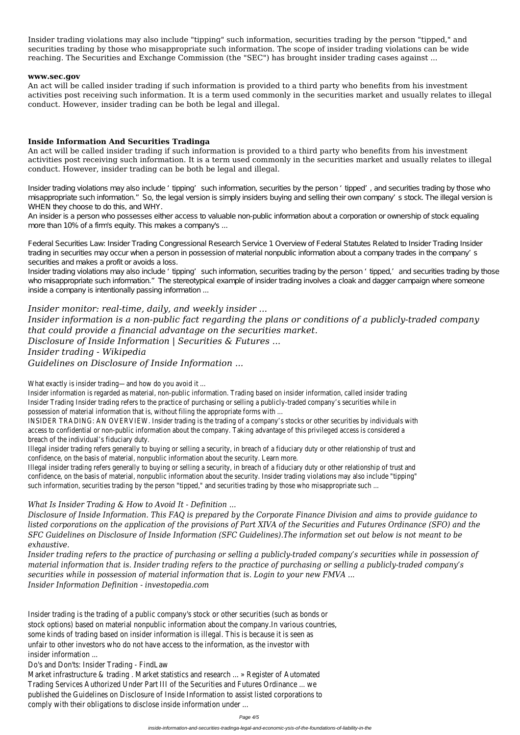Insider trading violations may also include "tipping" such information, securities trading by the person "tipped," and securities trading by those who misappropriate such information. The scope of insider trading violations can be wide reaching. The Securities and Exchange Commission (the "SEC") has brought insider trading cases against ...

**www.sec.gov**

An act will be called insider trading if such information is provided to a third party who benefits from his investment activities post receiving such information. It is a term used commonly in the securities market and usually relates to illegal conduct. However, insider trading can be both be legal and illegal.

**Inside Information And Securities Tradinga**

An act will be called insider trading if such information is provided to a third party who benefits from his investment activities post receiving such information. It is a term used commonly in the securities market and usually relates to illegal conduct. However, insider trading can be both be legal and illegal.

Insider trading violations may also include 'tipping' such information, securities by the person 'tipped', and securities trading by those who misappropriate such information." So, the legal version is simply insiders buying and selling their own company's stock. The illegal version is WHEN they choose to do this, and WHY.

An insider is a person who possesses either access to valuable non-public information about a corporation or ownership of stock equaling more than 10% of a firm's equity. This makes a company's ...

Federal Securities Law: Insider Trading Congressional Research Service 1 Overview of Federal Statutes Related to Insider Trading Insider trading in securities may occur when a person in possession of material nonpublic information about a company trades in the company's securities and makes a profit or avoids a loss.

Insider trading violations may also include 'tipping' such information, securities trading by the person 'tipped,' and securities trading by those who misappropriate such information." The stereotypical example of insider trading involves a cloak and dagger campaign where someone inside a company is intentionally passing information ...

*Insider monitor: real-time, daily, and weekly insider ...*

*Insider information is a non-public fact regarding the plans or conditions of a publicly-traded company that could provide a financial advantage on the securities market.*

*Disclosure of Inside Information | Securities & Futures ...*

*Insider trading - Wikipedia*

*Guidelines on Disclosure of Inside Information ...*

What exactly is insider trading—and how do you avoid it ...

Insider information is regarded as material, non-public information. Trading based on insider information, called insider trading Insider Trading Insider trading refers to the practice of purchasing or selling a publicly-traded company's securities while in possession of material information that is, without filing the appropriate forms with ...

INSIDER TRADING: AN OVERVIEW. Insider trading is the trading of a company's stocks or other securities by individuals with access to confidential or non-public information about the company. Taking advantage of this privileged access is considered a breach of the individual's fiduciary duty.

Illegal insider trading refers generally to buying or selling a security, in breach of a fiduciary duty or other relationship of trust and confidence, on the basis of material, nonpublic information about the security. Learn more.

Illegal insider trading refers generally to buying or selling a security, in breach of a fiduciary duty or other relationship of trust and confidence, on the basis of material, nonpublic information about the security. Insider trading violations may also include "tipping" such information, securities trading by the person "tipped," and securities trading by those who misappropriate such ...

*What Is Insider Trading & How to Avoid It - Definition ...*

*Disclosure of Inside Information. This FAQ is prepared by the Corporate Finance Division and aims to provide guidance to listed corporations on the application of the provisions of Part XIVA of the Securities and Futures Ordinance (SFO) and the SFC Guidelines on Disclosure of Inside Information (SFC Guidelines).The information set out below is not meant to be exhaustive.*

*Insider trading refers to the practice of purchasing or selling a publicly-traded company's securities while in possession of material information that is. Insider trading refers to the practice of purchasing or selling a publicly-traded company's securities while in possession of material information that is. Login to your new FMVA ...*

*Insider Information Definition - investopedia.com*

Insider trading is the trading of a public company's stock or other securities (such as bonds or stock options) based on material nonpublic information about the company.In various countries, some kinds of trading based on insider information is illegal. This is because it is seen as unfair to other investors who do not have access to the information, as the investor with insider information ...

Do's and Don'ts: Insider Trading - FindLaw

Market infrastructure & trading . Market statistics and research ... » Register of Automated Trading Services Authorized Under Part III of the Securities and Futures Ordinance ... we published the Guidelines on Disclosure of Inside Information to assist listed corporations to comply with their obligations to disclose inside information under ...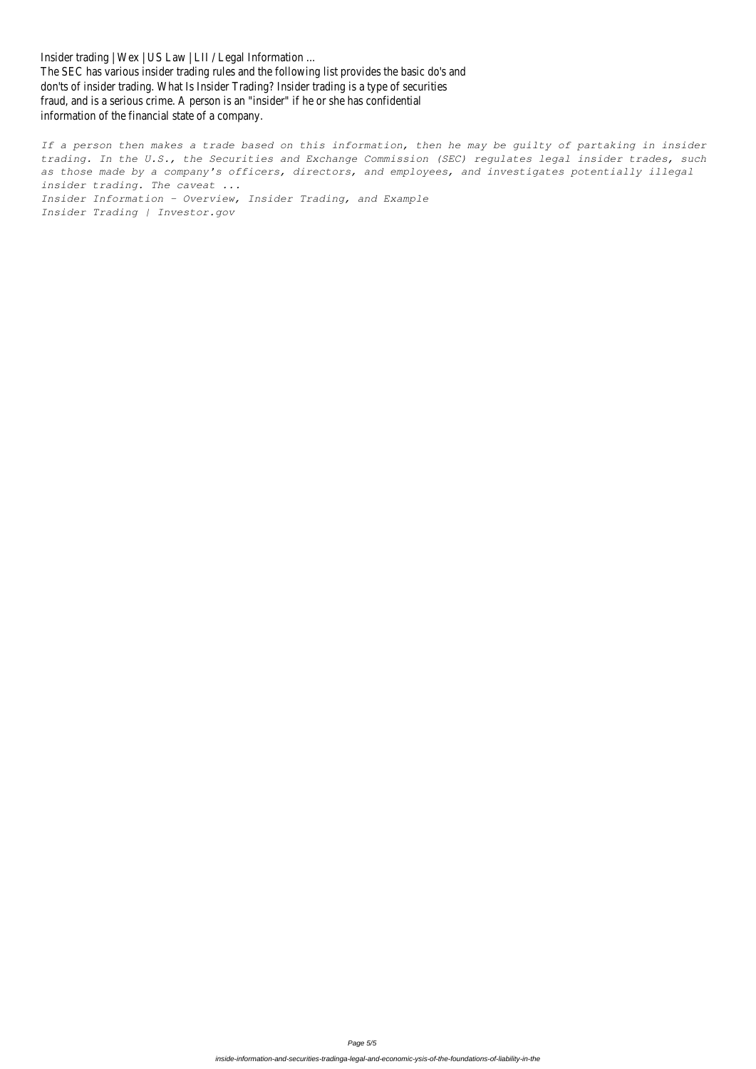Insider trading | Wex | US Law | LII / Legal Information ...
The SEC has various insider trading rules and the following list provides the basic do's and don'ts of insider trading. What Is Insider Trading? Insider trading is a type of securities fraud, and is a serious crime. A person is an "insider" if he or she has confidential information of the financial state of a company.

*If a person then makes a trade based on this information, then he may be guilty of partaking in insider trading. In the U.S., the Securities and Exchange Commission (SEC) regulates legal insider trades, such as those made by a company's officers, directors, and employees, and investigates potentially illegal insider trading. The caveat ...*
*Insider Information - Overview, Insider Trading, and Example*
*Insider Trading | Investor.gov*